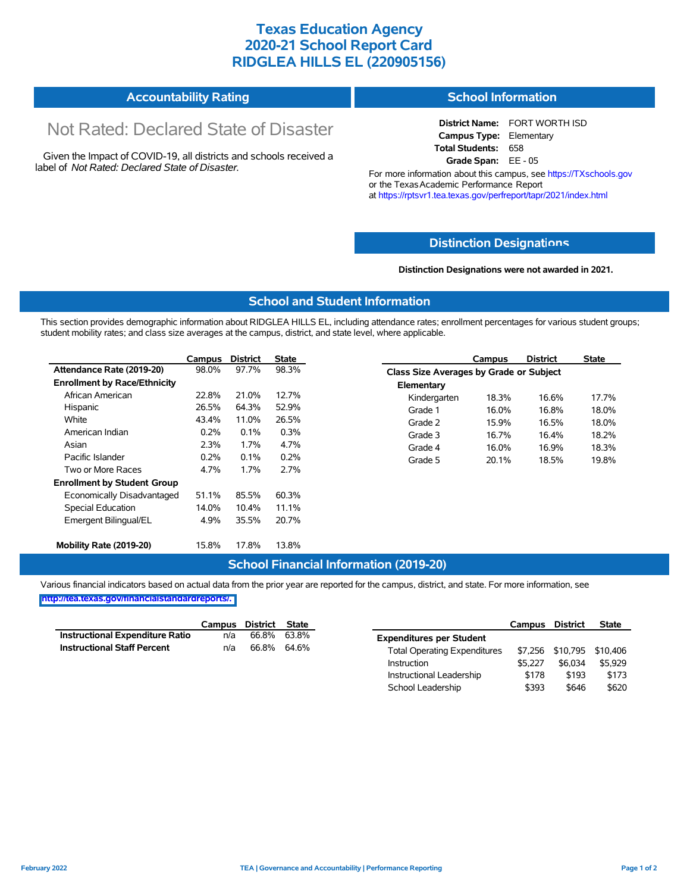# Texas Education Agency
# 2020-21 School Report Card
# RIDGLEA HILLS EL (220905156)

## Accountability Rating

Not Rated: Declared State of Disaster

Given the Impact of COVID-19, all districts and schools received a label of *Not Rated: Declared State of Disaster*.

## School Information

**District Name:** FORT WORTH ISD
**Campus Type:** Elementary
**Total Students:** 658
**Grade Span:** EE - 05

For more information about this campus, see https://TXschools.gov or the Texas Academic Performance Report at https://rptsvr1.tea.texas.gov/perfreport/tapr/2021/index.html

## Distinction Designations

**Distinction Designations were not awarded in 2021.**

## School and Student Information

This section provides demographic information about RIDGLEA HILLS EL, including attendance rates; enrollment percentages for various student groups; student mobility rates; and class size averages at the campus, district, and state level, where applicable.

| | Campus | District | State |
|---|---|---|---|
| **Attendance Rate (2019-20)** | 98.0% | 97.7% | 98.3% |
| **Enrollment by Race/Ethnicity** | | | |
| African American | 22.8% | 21.0% | 12.7% |
| Hispanic | 26.5% | 64.3% | 52.9% |
| White | 43.4% | 11.0% | 26.5% |
| American Indian | 0.2% | 0.1% | 0.3% |
| Asian | 2.3% | 1.7% | 4.7% |
| Pacific Islander | 0.2% | 0.1% | 0.2% |
| Two or More Races | 4.7% | 1.7% | 2.7% |
| **Enrollment by Student Group** | | | |
| Economically Disadvantaged | 51.1% | 85.5% | 60.3% |
| Special Education | 14.0% | 10.4% | 11.1% |
| Emergent Bilingual/EL | 4.9% | 35.5% | 20.7% |
| **Mobility Rate (2019-20)** | 15.8% | 17.8% | 13.8% |

| | Campus | District | State |
|---|---|---|---|
| **Class Size Averages by Grade or Subject** | | | |
| **Elementary** | | | |
| Kindergarten | 18.3% | 16.6% | 17.7% |
| Grade 1 | 16.0% | 16.8% | 18.0% |
| Grade 2 | 15.9% | 16.5% | 18.0% |
| Grade 3 | 16.7% | 16.4% | 18.2% |
| Grade 4 | 16.0% | 16.9% | 18.3% |
| Grade 5 | 20.1% | 18.5% | 19.8% |

## School Financial Information (2019-20)

Various financial indicators based on actual data from the prior year are reported for the campus, district, and state. For more information, see http://tea.texas.gov/financialstandardreports/.

| | Campus | District | State |
|---|---|---|---|
| **Instructional Expenditure Ratio** | n/a | 66.8% | 63.8% |
| **Instructional Staff Percent** | n/a | 66.8% | 64.6% |

| | Campus | District | State |
|---|---|---|---|
| **Expenditures per Student** | | | |
| Total Operating Expenditures | $7,256 | $10,795 | $10,406 |
| Instruction | $5,227 | $6,034 | $5,929 |
| Instructional Leadership | $178 | $193 | $173 |
| School Leadership | $393 | $646 | $620 |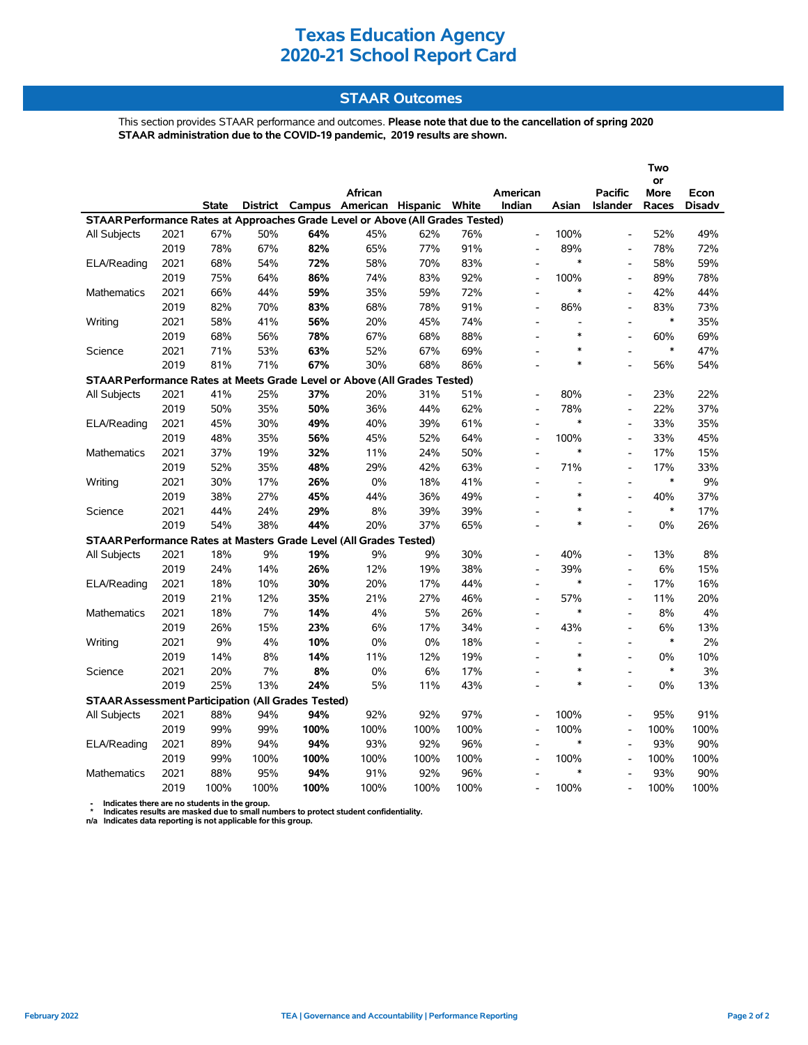# Texas Education Agency
# 2020-21 School Report Card

## STAAR Outcomes

This section provides STAAR performance and outcomes. **Please note that due to the cancellation of spring 2020 STAAR administration due to the COVID-19 pandemic, 2019 results are shown.**

| | | State | District | Campus | African American | Hispanic | White | American Indian | Asian | Pacific Islander | Two or More Races | Econ Disadv |
|---|---|---|---|---|---|---|---|---|---|---|---|---|
| **STAAR Performance Rates at Approaches Grade Level or Above (All Grades Tested)** | | | | | | | | | | | | |
| All Subjects | 2021 | 67% | 50% | **64%** | 45% | 62% | 76% | - | 100% | - | 52% | 49% |
| | 2019 | 78% | 67% | **82%** | 65% | 77% | 91% | - | 89% | - | 78% | 72% |
| ELA/Reading | 2021 | 68% | 54% | **72%** | 58% | 70% | 83% | - | * | - | 58% | 59% |
| | 2019 | 75% | 64% | **86%** | 74% | 83% | 92% | - | 100% | - | 89% | 78% |
| Mathematics | 2021 | 66% | 44% | **59%** | 35% | 59% | 72% | - | * | - | 42% | 44% |
| | 2019 | 82% | 70% | **83%** | 68% | 78% | 91% | - | 86% | - | 83% | 73% |
| Writing | 2021 | 58% | 41% | **56%** | 20% | 45% | 74% | - | - | - | * | 35% |
| | 2019 | 68% | 56% | **78%** | 67% | 68% | 88% | - | * | - | 60% | 69% |
| Science | 2021 | 71% | 53% | **63%** | 52% | 67% | 69% | - | * | - | * | 47% |
| | 2019 | 81% | 71% | **67%** | 30% | 68% | 86% | - | * | - | 56% | 54% |
| **STAAR Performance Rates at Meets Grade Level or Above (All Grades Tested)** | | | | | | | | | | | | |
| All Subjects | 2021 | 41% | 25% | **37%** | 20% | 31% | 51% | - | 80% | - | 23% | 22% |
| | 2019 | 50% | 35% | **50%** | 36% | 44% | 62% | - | 78% | - | 22% | 37% |
| ELA/Reading | 2021 | 45% | 30% | **49%** | 40% | 39% | 61% | - | * | - | 33% | 35% |
| | 2019 | 48% | 35% | **56%** | 45% | 52% | 64% | - | 100% | - | 33% | 45% |
| Mathematics | 2021 | 37% | 19% | **32%** | 11% | 24% | 50% | - | * | - | 17% | 15% |
| | 2019 | 52% | 35% | **48%** | 29% | 42% | 63% | - | 71% | - | 17% | 33% |
| Writing | 2021 | 30% | 17% | **26%** | 0% | 18% | 41% | - | - | - | * | 9% |
| | 2019 | 38% | 27% | **45%** | 44% | 36% | 49% | - | * | - | 40% | 37% |
| Science | 2021 | 44% | 24% | **29%** | 8% | 39% | 39% | - | * | - | * | 17% |
| | 2019 | 54% | 38% | **44%** | 20% | 37% | 65% | - | * | - | 0% | 26% |
| **STAAR Performance Rates at Masters Grade Level (All Grades Tested)** | | | | | | | | | | | | |
| All Subjects | 2021 | 18% | 9% | **19%** | 9% | 9% | 30% | - | 40% | - | 13% | 8% |
| | 2019 | 24% | 14% | **26%** | 12% | 19% | 38% | - | 39% | - | 6% | 15% |
| ELA/Reading | 2021 | 18% | 10% | **30%** | 20% | 17% | 44% | - | * | - | 17% | 16% |
| | 2019 | 21% | 12% | **35%** | 21% | 27% | 46% | - | 57% | - | 11% | 20% |
| Mathematics | 2021 | 18% | 7% | **14%** | 4% | 5% | 26% | - | * | - | 8% | 4% |
| | 2019 | 26% | 15% | **23%** | 6% | 17% | 34% | - | 43% | - | 6% | 13% |
| Writing | 2021 | 9% | 4% | **10%** | 0% | 0% | 18% | - | - | - | * | 2% |
| | 2019 | 14% | 8% | **14%** | 11% | 12% | 19% | - | * | - | 0% | 10% |
| Science | 2021 | 20% | 7% | **8%** | 0% | 6% | 17% | - | * | - | * | 3% |
| | 2019 | 25% | 13% | **24%** | 5% | 11% | 43% | - | * | - | 0% | 13% |
| **STAAR Assessment Participation (All Grades Tested)** | | | | | | | | | | | | |
| All Subjects | 2021 | 88% | 94% | **94%** | 92% | 92% | 97% | - | 100% | - | 95% | 91% |
| | 2019 | 99% | 99% | **100%** | 100% | 100% | 100% | - | 100% | - | 100% | 100% |
| ELA/Reading | 2021 | 89% | 94% | **94%** | 93% | 92% | 96% | - | * | - | 93% | 90% |
| | 2019 | 99% | 100% | **100%** | 100% | 100% | 100% | - | 100% | - | 100% | 100% |
| Mathematics | 2021 | 88% | 95% | **94%** | 91% | 92% | 96% | - | * | - | 93% | 90% |
| | 2019 | 100% | 100% | **100%** | 100% | 100% | 100% | - | 100% | - | 100% | 100% |

- Indicates there are no students in the group.
\* Indicates results are masked due to small numbers to protect student confidentiality.
n/a Indicates data reporting is not applicable for this group.